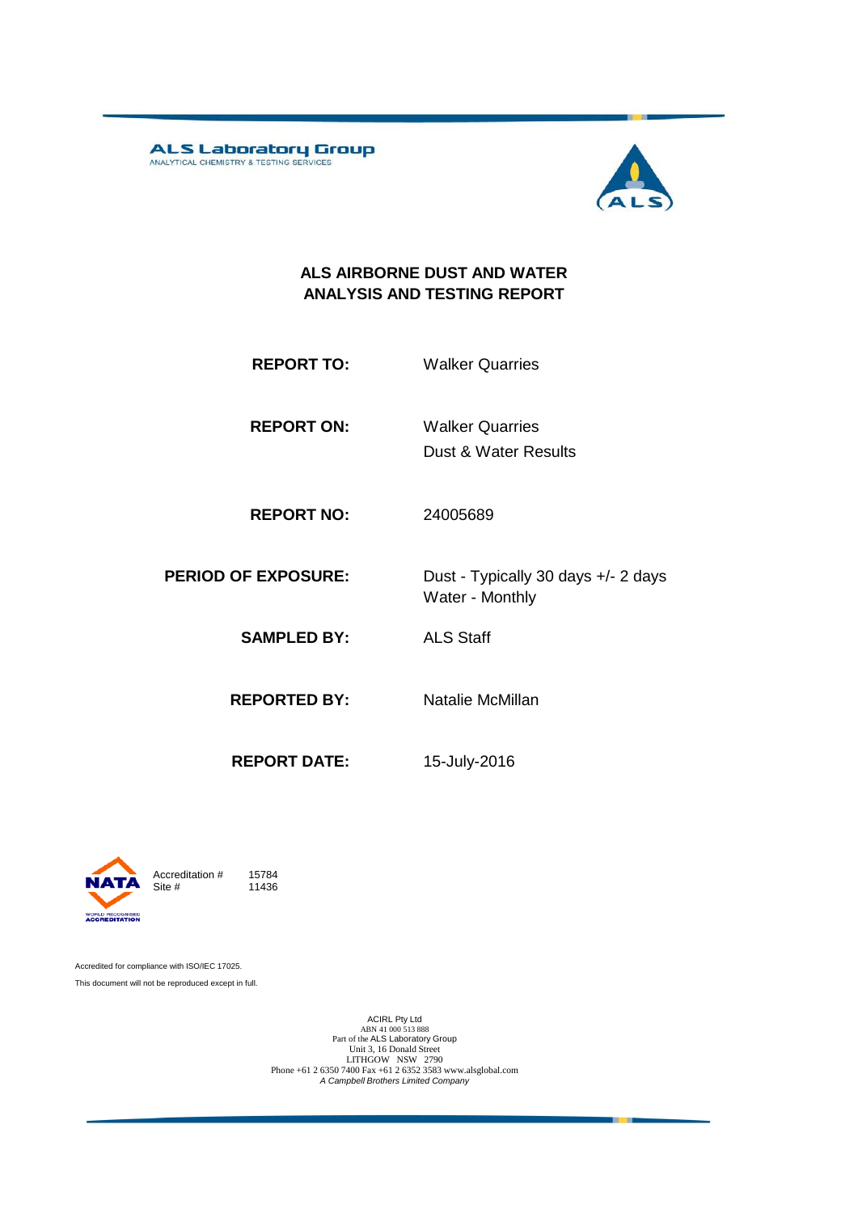ALS Laboratory Group
ANALYTICAL CHEMISTRY & TESTING SERVICES

# ALS AIRBORNE DUST AND WATER ANALYSIS AND TESTING REPORT

**REPORT TO:** Walker Quarries

**REPORT ON:** Walker Quarries
Dust & Water Results

**REPORT NO:** 24005689

**PERIOD OF EXPOSURE:** Dust - Typically 30 days +/- 2 days
Water - Monthly

**SAMPLED BY:** ALS Staff

**REPORTED BY:** Natalie McMillan

**REPORT DATE:** 15-July-2016

NATA
WORLD RECOGNISED ACCREDITATION

Accreditation # 15784
Site # 11436

Accredited for compliance with ISO/IEC 17025.

This document will not be reproduced except in full.

ACIRL Pty Ltd
ABN 41 000 513 888
Part of the ALS Laboratory Group
Unit 3, 16 Donald Street
LITHGOW NSW 2790
Phone +61 2 6350 7400 Fax +61 2 6352 3583 www.alsglobal.com
*A Campbell Brothers Limited Company*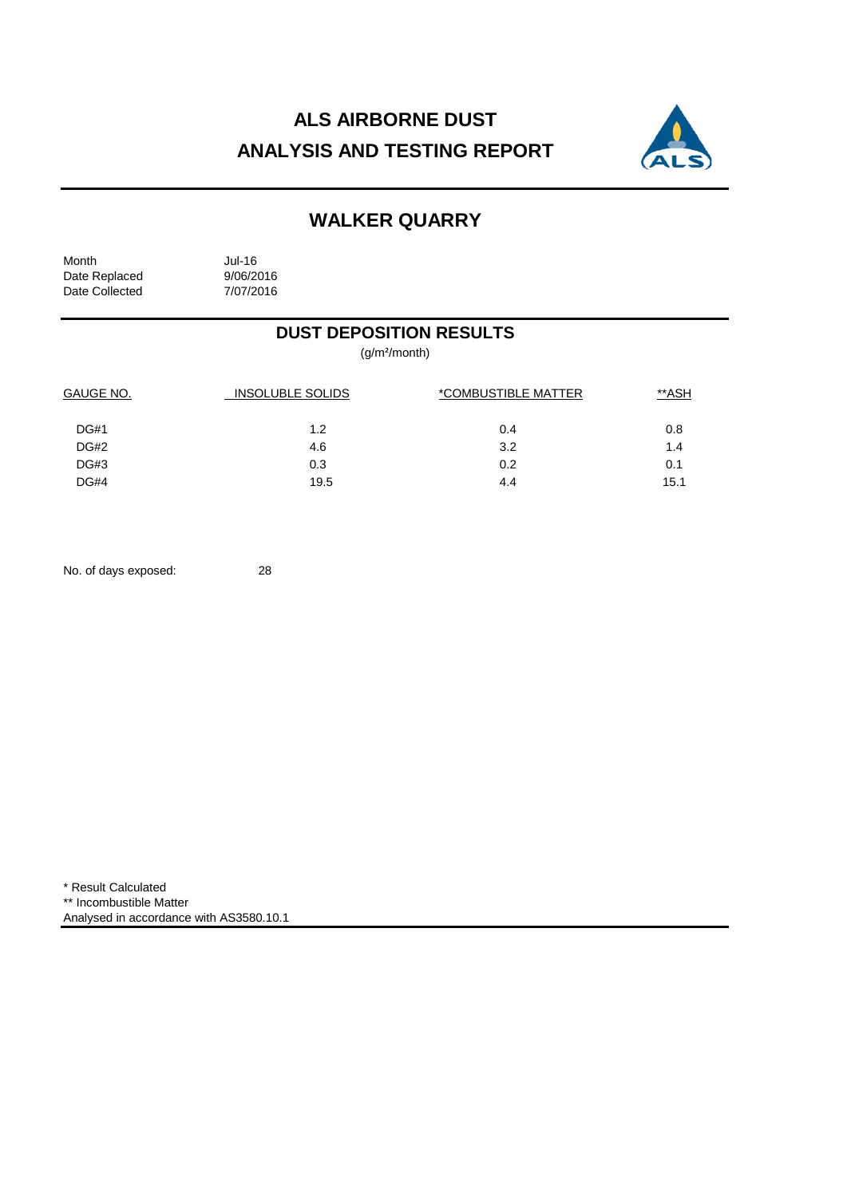# ALS AIRBORNE DUST ANALYSIS AND TESTING REPORT

## WALKER QUARRY

Month Jul-16
Date Replaced 9/06/2016
Date Collected 7/07/2016

### DUST DEPOSITION RESULTS

($g/m^2/month$)

| GAUGE NO. | INSOLUBLE SOLIDS | *COMBUSTIBLE MATTER | **ASH |
|---|---|---|---|
| DG#1 | 1.2 | 0.4 | 0.8 |
| DG#2 | 4.6 | 3.2 | 1.4 |
| DG#3 | 0.3 | 0.2 | 0.1 |
| DG#4 | 19.5 | 4.4 | 15.1 |

No. of days exposed: 28

\* Result Calculated
** Incombustible Matter
Analysed in accordance with AS3580.10.1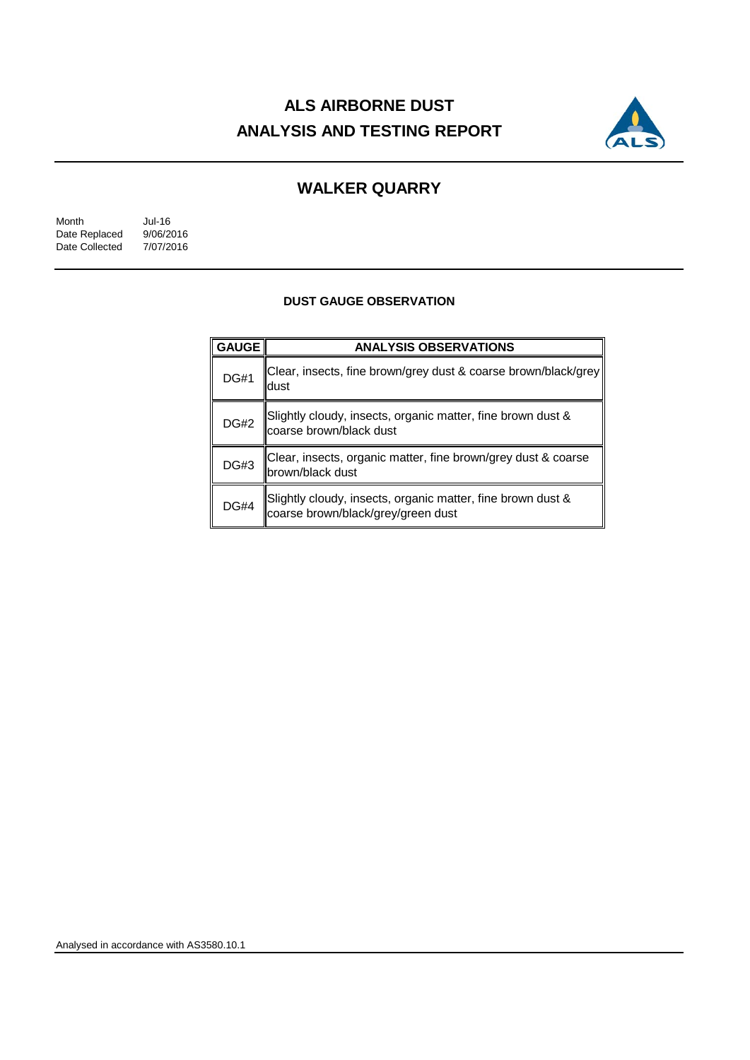# ALS AIRBORNE DUST
# ANALYSIS AND TESTING REPORT

## WALKER QUARRY

Month Jul-16
Date Replaced 9/06/2016
Date Collected 7/07/2016

### DUST GAUGE OBSERVATION

| GAUGE | ANALYSIS OBSERVATIONS |
|---|---|
| DG#1 | Clear, insects, fine brown/grey dust & coarse brown/black/grey dust |
| DG#2 | Slightly cloudy, insects, organic matter, fine brown dust & coarse brown/black dust |
| DG#3 | Clear, insects, organic matter, fine brown/grey dust & coarse brown/black dust |
| DG#4 | Slightly cloudy, insects, organic matter, fine brown dust & coarse brown/black/grey/green dust |

Analysed in accordance with AS3580.10.1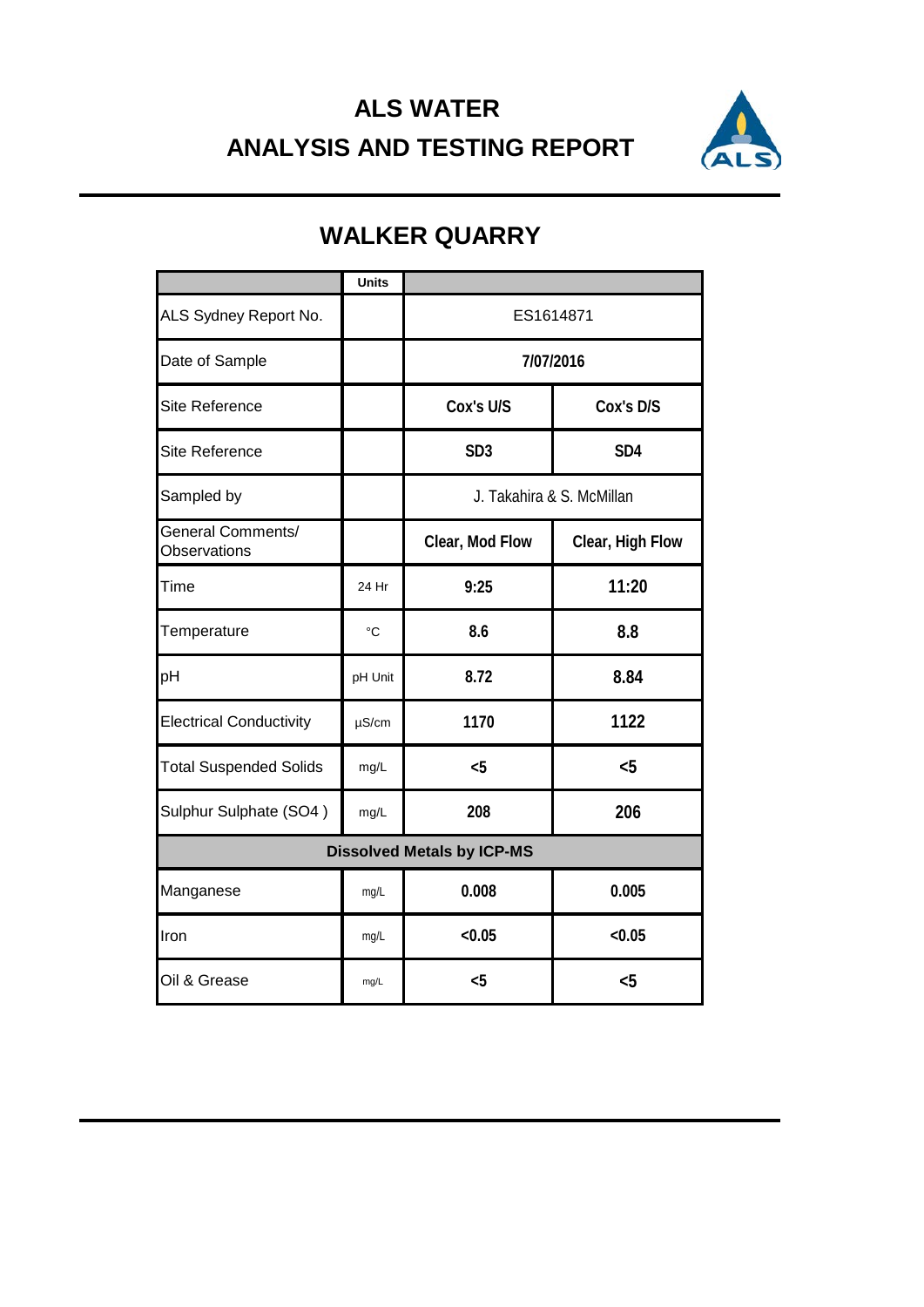# ALS WATER
# ANALYSIS AND TESTING REPORT

## WALKER QUARRY

| | Units | | |
|---|---|---|---|
| ALS Sydney Report No. | | ES1614871 | |
| Date of Sample | | **7/07/2016** | |
| Site Reference | | **Cox's U/S** | **Cox's D/S** |
| Site Reference | | **SD3** | **SD4** |
| Sampled by | | J. Takahira & S. McMillan | |
| General Comments/ Observations | | **Clear, Mod Flow** | **Clear, High Flow** |
| Time | 24 Hr | **9:25** | **11:20** |
| Temperature | °C | **8.6** | **8.8** |
| pH | pH Unit | **8.72** | **8.84** |
| Electrical Conductivity | µS/cm | **1170** | **1122** |
| Total Suspended Solids | mg/L | **<5** | **<5** |
| Sulphur Sulphate (SO4 ) | mg/L | **208** | **206** |
| **Dissolved Metals by ICP-MS** | | | |
| Manganese | mg/L | **0.008** | **0.005** |
| Iron | mg/L | **<0.05** | **<0.05** |
| Oil & Grease | mg/L | **<5** | **<5** |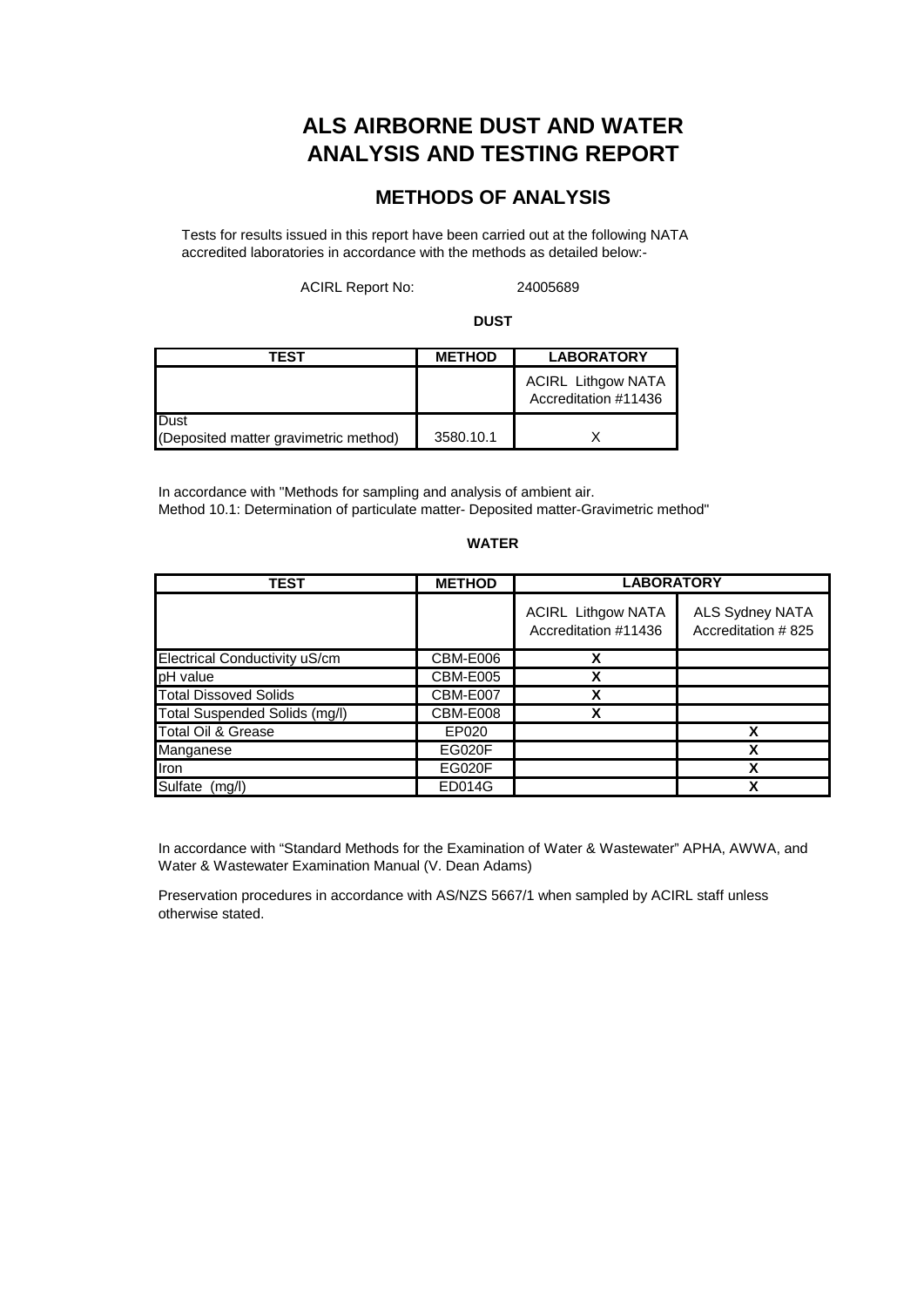# ALS AIRBORNE DUST AND WATER ANALYSIS AND TESTING REPORT

## METHODS OF ANALYSIS

Tests for results issued in this report have been carried out at the following NATA accredited laboratories in accordance with the methods as detailed below:-

ACIRL Report No: 24005689

**DUST**

| TEST | METHOD | LABORATORY |
|---|---|---|
| | | ACIRL Lithgow NATA Accreditation #11436 |
| Dust (Deposited matter gravimetric method) | 3580.10.1 | X |

In accordance with "Methods for sampling and analysis of ambient air.
Method 10.1: Determination of particulate matter- Deposited matter-Gravimetric method"

**WATER**

| TEST | METHOD | LABORATORY | |
|---|---|---|---|
| | | ACIRL Lithgow NATA Accreditation #11436 | ALS Sydney NATA Accreditation # 825 |
| Electrical Conductivity uS/cm | CBM-E006 | X | |
| pH value | CBM-E005 | X | |
| Total Dissoved Solids | CBM-E007 | X | |
| Total Suspended Solids (mg/l) | CBM-E008 | X | |
| Total Oil & Grease | EP020 | | X |
| Manganese | EG020F | | X |
| Iron | EG020F | | X |
| Sulfate (mg/l) | ED014G | | X |

In accordance with "Standard Methods for the Examination of Water & Wastewater" APHA, AWWA, and Water & Wastewater Examination Manual (V. Dean Adams)

Preservation procedures in accordance with AS/NZS 5667/1 when sampled by ACIRL staff unless otherwise stated.